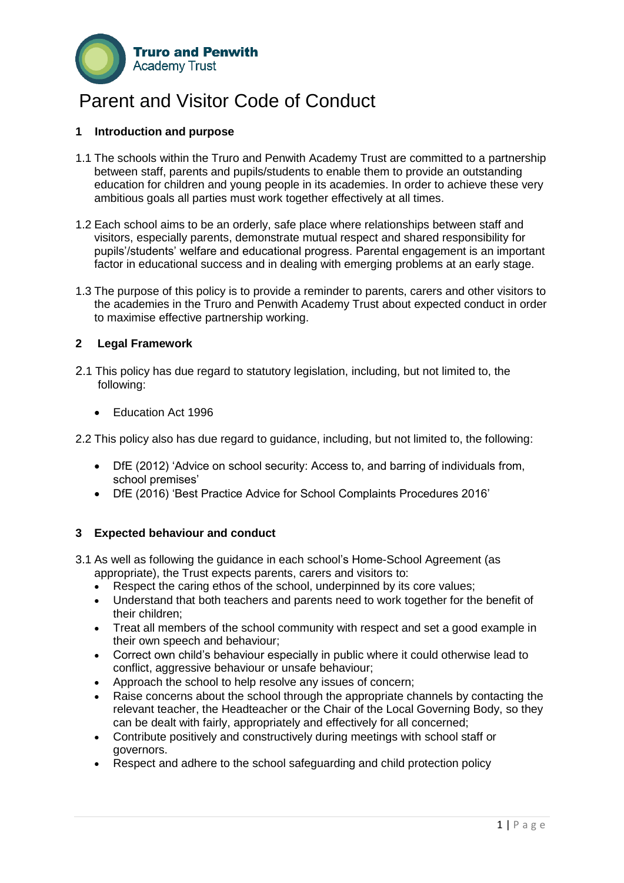Truro and Penwith Academy Trust

# Parent and Visitor Code of Conduct

## 1 Introduction and purpose

1.1 The schools within the Truro and Penwith Academy Trust are committed to a partnership between staff, parents and pupils/students to enable them to provide an outstanding education for children and young people in its academies. In order to achieve these very ambitious goals all parties must work together effectively at all times.

1.2 Each school aims to be an orderly, safe place where relationships between staff and visitors, especially parents, demonstrate mutual respect and shared responsibility for pupils'/students' welfare and educational progress. Parental engagement is an important factor in educational success and in dealing with emerging problems at an early stage.

1.3 The purpose of this policy is to provide a reminder to parents, carers and other visitors to the academies in the Truro and Penwith Academy Trust about expected conduct in order to maximise effective partnership working.

## 2 Legal Framework

2.1 This policy has due regard to statutory legislation, including, but not limited to, the following:

- Education Act 1996

2.2 This policy also has due regard to guidance, including, but not limited to, the following:

- DfE (2012) 'Advice on school security: Access to, and barring of individuals from, school premises'
- DfE (2016) 'Best Practice Advice for School Complaints Procedures 2016'

## 3 Expected behaviour and conduct

3.1 As well as following the guidance in each school's Home-School Agreement (as appropriate), the Trust expects parents, carers and visitors to:

- Respect the caring ethos of the school, underpinned by its core values;
- Understand that both teachers and parents need to work together for the benefit of their children;
- Treat all members of the school community with respect and set a good example in their own speech and behaviour;
- Correct own child's behaviour especially in public where it could otherwise lead to conflict, aggressive behaviour or unsafe behaviour;
- Approach the school to help resolve any issues of concern;
- Raise concerns about the school through the appropriate channels by contacting the relevant teacher, the Headteacher or the Chair of the Local Governing Body, so they can be dealt with fairly, appropriately and effectively for all concerned;
- Contribute positively and constructively during meetings with school staff or governors.
- Respect and adhere to the school safeguarding and child protection policy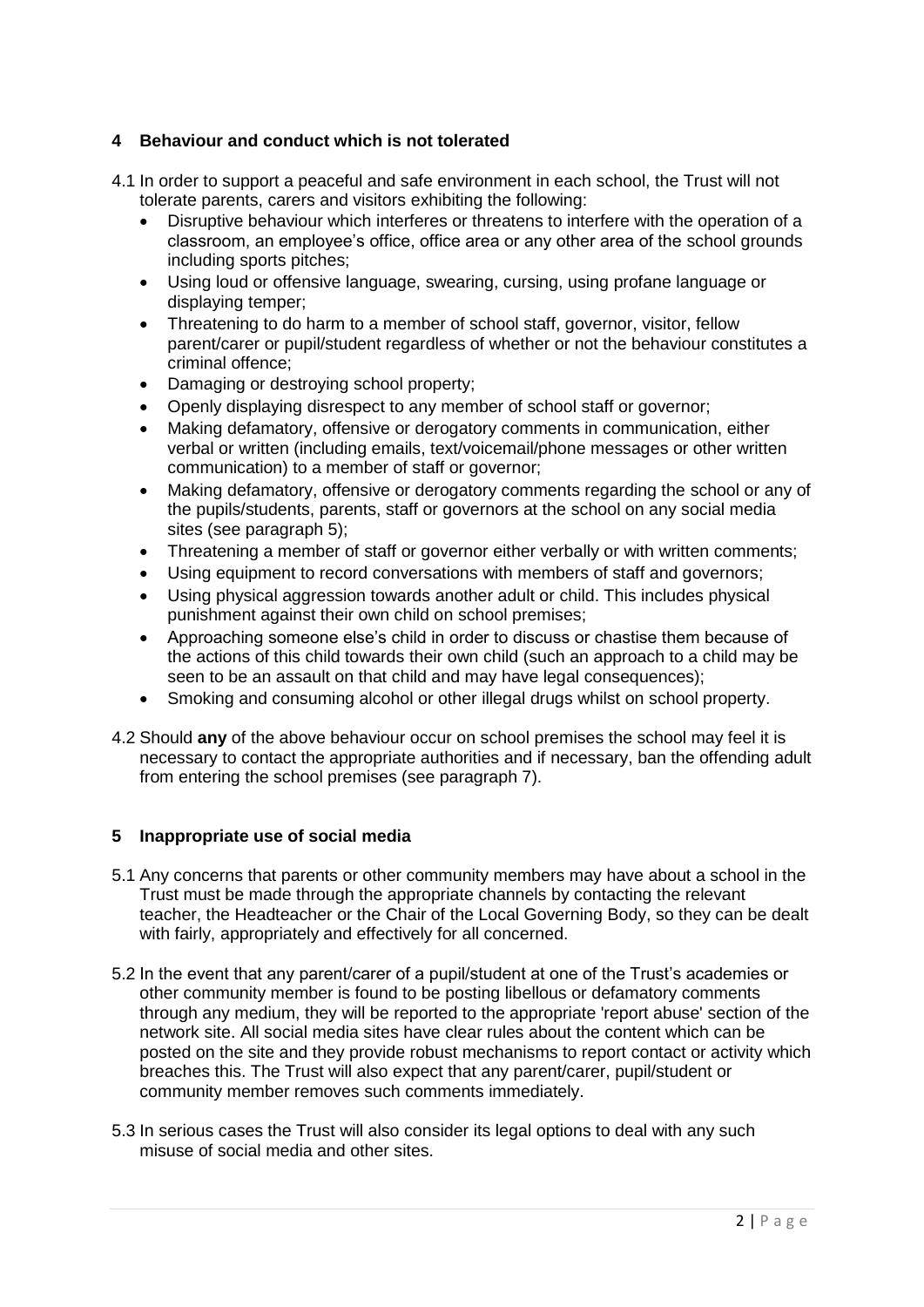## 4 Behaviour and conduct which is not tolerated

4.1 In order to support a peaceful and safe environment in each school, the Trust will not tolerate parents, carers and visitors exhibiting the following:

- Disruptive behaviour which interferes or threatens to interfere with the operation of a classroom, an employee's office, office area or any other area of the school grounds including sports pitches;
- Using loud or offensive language, swearing, cursing, using profane language or displaying temper;
- Threatening to do harm to a member of school staff, governor, visitor, fellow parent/carer or pupil/student regardless of whether or not the behaviour constitutes a criminal offence;
- Damaging or destroying school property;
- Openly displaying disrespect to any member of school staff or governor;
- Making defamatory, offensive or derogatory comments in communication, either verbal or written (including emails, text/voicemail/phone messages or other written communication) to a member of staff or governor;
- Making defamatory, offensive or derogatory comments regarding the school or any of the pupils/students, parents, staff or governors at the school on any social media sites (see paragraph 5);
- Threatening a member of staff or governor either verbally or with written comments;
- Using equipment to record conversations with members of staff and governors;
- Using physical aggression towards another adult or child. This includes physical punishment against their own child on school premises;
- Approaching someone else's child in order to discuss or chastise them because of the actions of this child towards their own child (such an approach to a child may be seen to be an assault on that child and may have legal consequences);
- Smoking and consuming alcohol or other illegal drugs whilst on school property.

4.2 Should **any** of the above behaviour occur on school premises the school may feel it is necessary to contact the appropriate authorities and if necessary, ban the offending adult from entering the school premises (see paragraph 7).

## 5 Inappropriate use of social media

5.1 Any concerns that parents or other community members may have about a school in the Trust must be made through the appropriate channels by contacting the relevant teacher, the Headteacher or the Chair of the Local Governing Body, so they can be dealt with fairly, appropriately and effectively for all concerned.

5.2 In the event that any parent/carer of a pupil/student at one of the Trust's academies or other community member is found to be posting libellous or defamatory comments through any medium, they will be reported to the appropriate 'report abuse' section of the network site. All social media sites have clear rules about the content which can be posted on the site and they provide robust mechanisms to report contact or activity which breaches this. The Trust will also expect that any parent/carer, pupil/student or community member removes such comments immediately.

5.3 In serious cases the Trust will also consider its legal options to deal with any such misuse of social media and other sites.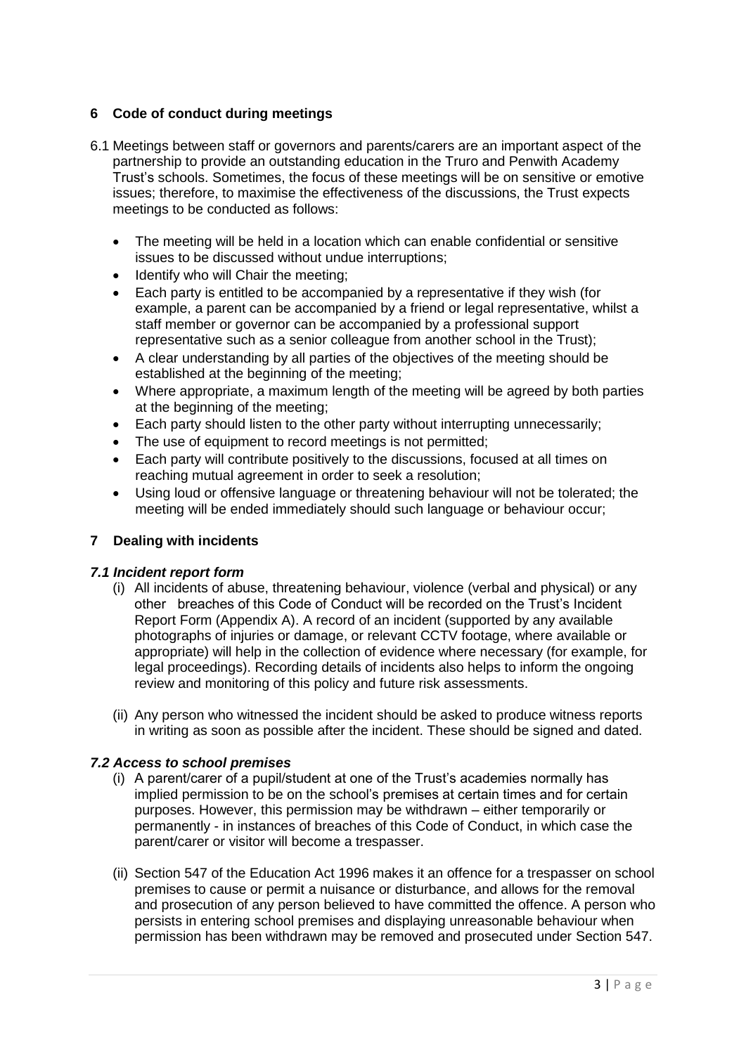## 6 Code of conduct during meetings

6.1 Meetings between staff or governors and parents/carers are an important aspect of the partnership to provide an outstanding education in the Truro and Penwith Academy Trust's schools. Sometimes, the focus of these meetings will be on sensitive or emotive issues; therefore, to maximise the effectiveness of the discussions, the Trust expects meetings to be conducted as follows:

- The meeting will be held in a location which can enable confidential or sensitive issues to be discussed without undue interruptions;
- Identify who will Chair the meeting;
- Each party is entitled to be accompanied by a representative if they wish (for example, a parent can be accompanied by a friend or legal representative, whilst a staff member or governor can be accompanied by a professional support representative such as a senior colleague from another school in the Trust);
- A clear understanding by all parties of the objectives of the meeting should be established at the beginning of the meeting;
- Where appropriate, a maximum length of the meeting will be agreed by both parties at the beginning of the meeting;
- Each party should listen to the other party without interrupting unnecessarily;
- The use of equipment to record meetings is not permitted;
- Each party will contribute positively to the discussions, focused at all times on reaching mutual agreement in order to seek a resolution;
- Using loud or offensive language or threatening behaviour will not be tolerated; the meeting will be ended immediately should such language or behaviour occur;

## 7 Dealing with incidents

### *7.1 Incident report form*

(i) All incidents of abuse, threatening behaviour, violence (verbal and physical) or any other breaches of this Code of Conduct will be recorded on the Trust's Incident Report Form (Appendix A). A record of an incident (supported by any available photographs of injuries or damage, or relevant CCTV footage, where available or appropriate) will help in the collection of evidence where necessary (for example, for legal proceedings). Recording details of incidents also helps to inform the ongoing review and monitoring of this policy and future risk assessments.

(ii) Any person who witnessed the incident should be asked to produce witness reports in writing as soon as possible after the incident. These should be signed and dated.

### *7.2 Access to school premises*

(i) A parent/carer of a pupil/student at one of the Trust's academies normally has implied permission to be on the school's premises at certain times and for certain purposes. However, this permission may be withdrawn – either temporarily or permanently - in instances of breaches of this Code of Conduct, in which case the parent/carer or visitor will become a trespasser.

(ii) Section 547 of the Education Act 1996 makes it an offence for a trespasser on school premises to cause or permit a nuisance or disturbance, and allows for the removal and prosecution of any person believed to have committed the offence. A person who persists in entering school premises and displaying unreasonable behaviour when permission has been withdrawn may be removed and prosecuted under Section 547.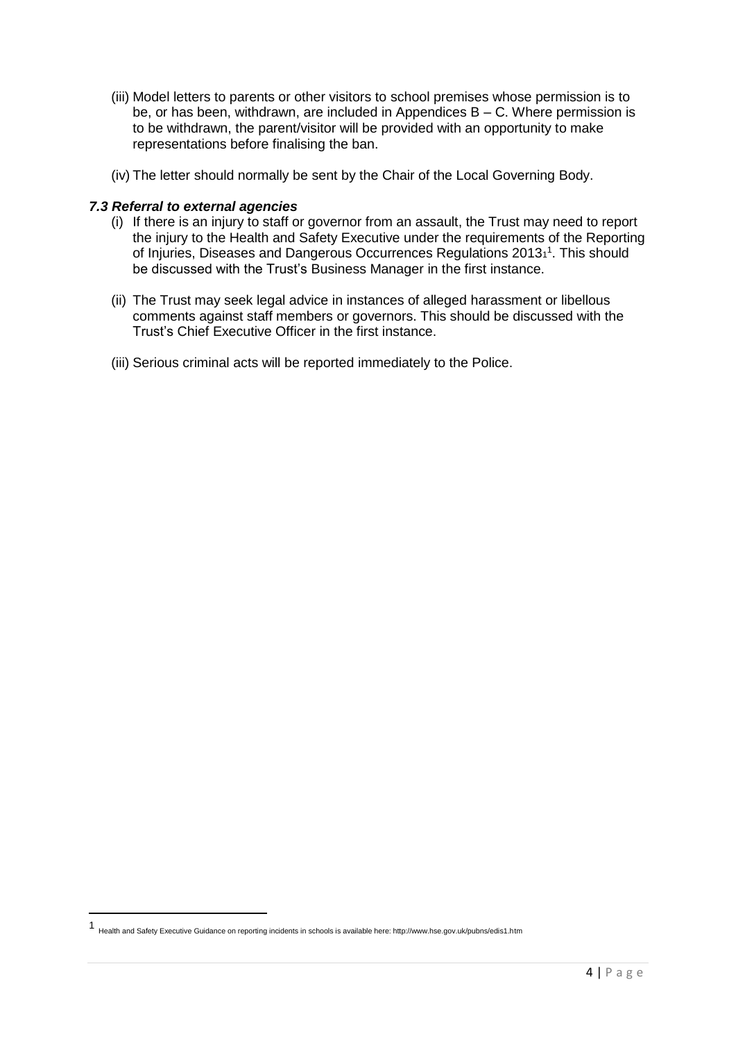(iii) Model letters to parents or other visitors to school premises whose permission is to be, or has been, withdrawn, are included in Appendices B – C. Where permission is to be withdrawn, the parent/visitor will be provided with an opportunity to make representations before finalising the ban.

(iv) The letter should normally be sent by the Chair of the Local Governing Body.

### *7.3 Referral to external agencies*

(i) If there is an injury to staff or governor from an assault, the Trust may need to report the injury to the Health and Safety Executive under the requirements of the Reporting of Injuries, Diseases and Dangerous Occurrences Regulations 2013[1]. This should be discussed with the Trust's Business Manager in the first instance.

(ii) The Trust may seek legal advice in instances of alleged harassment or libellous comments against staff members or governors. This should be discussed with the Trust's Chief Executive Officer in the first instance.

(iii) Serious criminal acts will be reported immediately to the Police.

---

[1] Health and Safety Executive Guidance on reporting incidents in schools is available here: http://www.hse.gov.uk/pubns/edis1.htm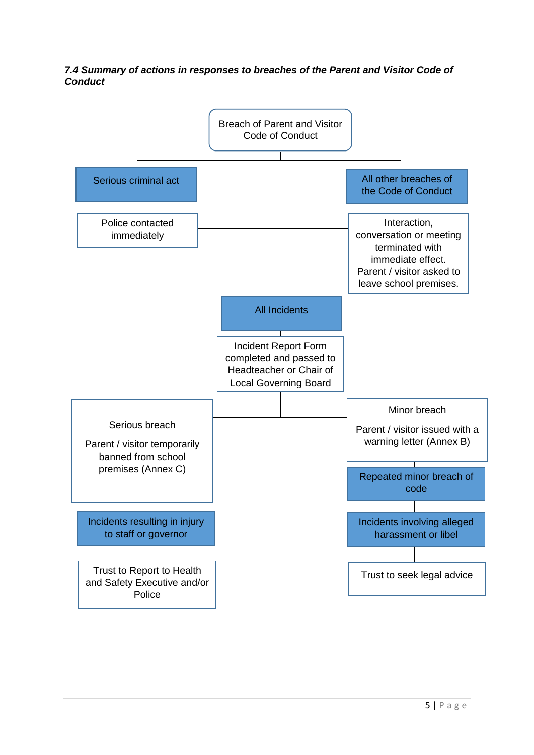***7.4 Summary of actions in responses to breaches of the Parent and Visitor Code of Conduct***

Breach of Parent and Visitor Code of Conduct

Serious criminal act

Police contacted immediately

All other breaches of the Code of Conduct

Interaction, conversation or meeting terminated with immediate effect. Parent / visitor asked to leave school premises.

All Incidents

Incident Report Form completed and passed to Headteacher or Chair of Local Governing Board

Serious breach

Parent / visitor temporarily banned from school premises (Annex C)

Incidents resulting in injury to staff or governor

Trust to Report to Health and Safety Executive and/or Police

Minor breach

Parent / visitor issued with a warning letter (Annex B)

Repeated minor breach of code

Incidents involving alleged harassment or libel

Trust to seek legal advice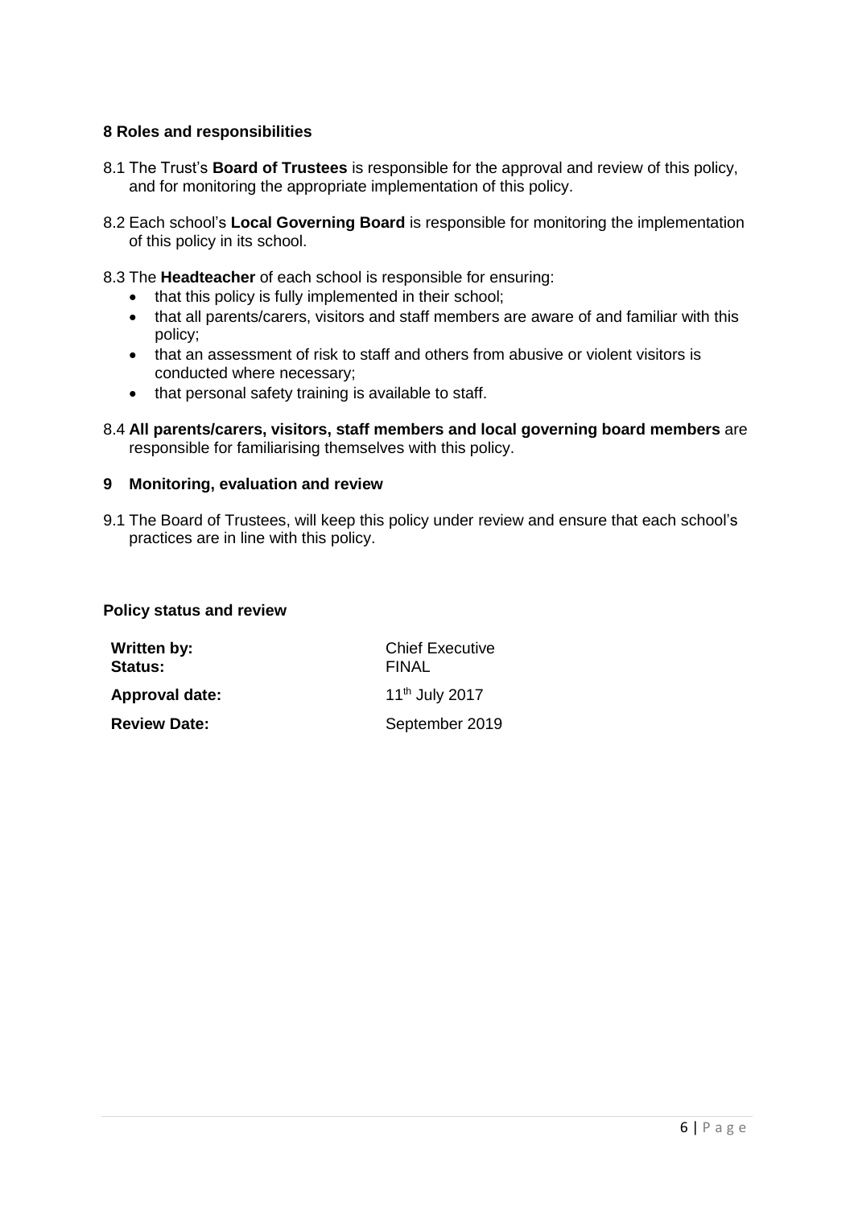## 8 Roles and responsibilities

8.1 The Trust's **Board of Trustees** is responsible for the approval and review of this policy, and for monitoring the appropriate implementation of this policy.

8.2 Each school's **Local Governing Board** is responsible for monitoring the implementation of this policy in its school.

8.3 The **Headteacher** of each school is responsible for ensuring:

- that this policy is fully implemented in their school;
- that all parents/carers, visitors and staff members are aware of and familiar with this policy;
- that an assessment of risk to staff and others from abusive or violent visitors is conducted where necessary;
- that personal safety training is available to staff.

8.4 **All parents/carers, visitors, staff members and local governing board members** are responsible for familiarising themselves with this policy.

## 9 Monitoring, evaluation and review

9.1 The Board of Trustees, will keep this policy under review and ensure that each school's practices are in line with this policy.

### Policy status and review

| | |
|---|---|
| **Written by:** | Chief Executive |
| **Status:** | FINAL |
| **Approval date:** | 11th July 2017 |
| **Review Date:** | September 2019 |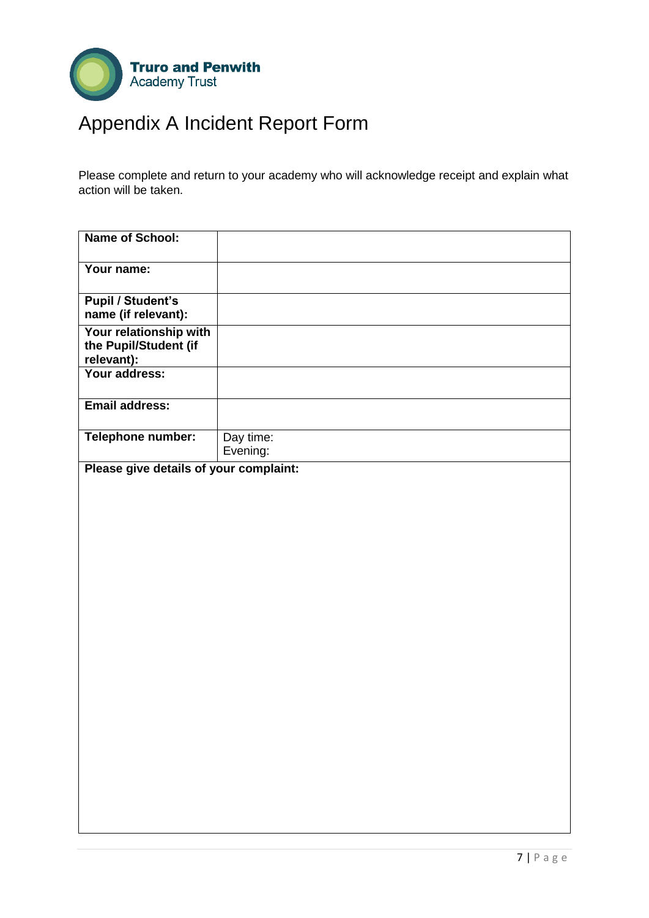Truro and Penwith Academy Trust

# Appendix A Incident Report Form

Please complete and return to your academy who will acknowledge receipt and explain what action will be taken.

| **Name of School:** | |
|---|---|
| **Your name:** | |
| **Pupil / Student's name (if relevant):** | |
| **Your relationship with the Pupil/Student (if relevant):** | |
| **Your address:** | |
| **Email address:** | |
| **Telephone number:** | Day time:<br>Evening: |
| **Please give details of your complaint:** | |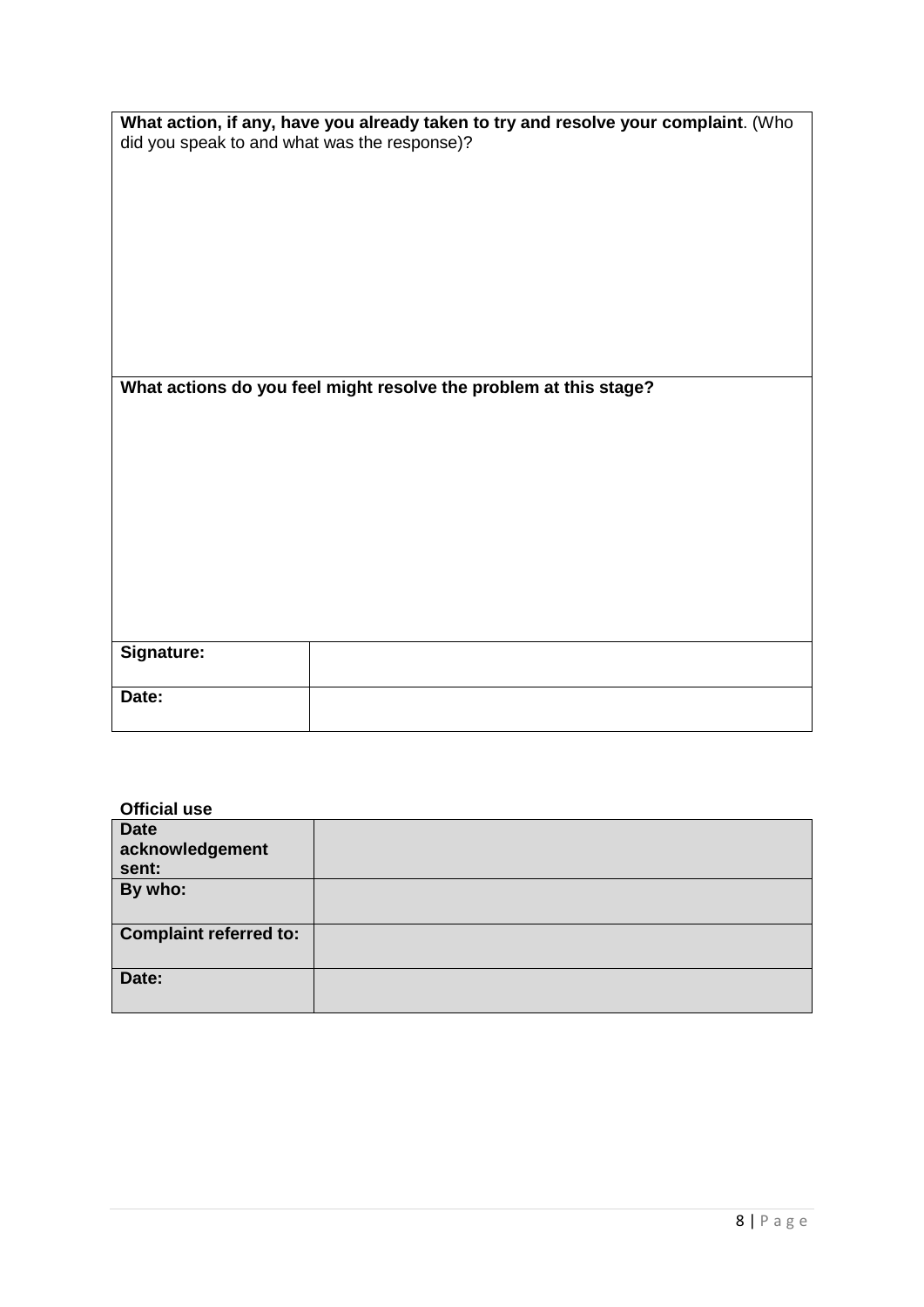| **What action, if any, have you already taken to try and resolve your complaint**. (Who did you speak to and what was the response)? | |
| --- | --- |
| **What actions do you feel might resolve the problem at this stage?** | |
| **Signature:** | |
| **Date:** | |

**Official use**

| **Date acknowledgement sent:** | |
| --- | --- |
| **By who:** | |
| **Complaint referred to:** | |
| **Date:** | |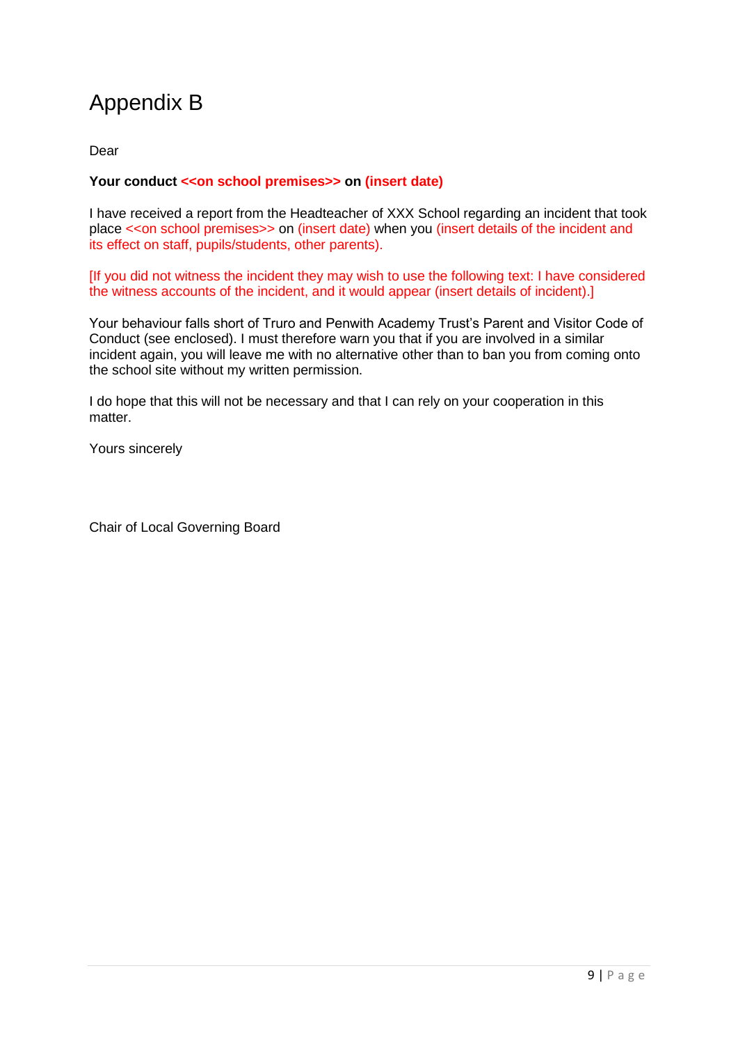# Appendix B

Dear

**Your conduct <<on school premises>> on (insert date)**

I have received a report from the Headteacher of XXX School regarding an incident that took place <<on school premises>> on (insert date) when you (insert details of the incident and its effect on staff, pupils/students, other parents).

[If you did not witness the incident they may wish to use the following text: I have considered the witness accounts of the incident, and it would appear (insert details of incident).]

Your behaviour falls short of Truro and Penwith Academy Trust's Parent and Visitor Code of Conduct (see enclosed). I must therefore warn you that if you are involved in a similar incident again, you will leave me with no alternative other than to ban you from coming onto the school site without my written permission.

I do hope that this will not be necessary and that I can rely on your cooperation in this matter.

Yours sincerely

Chair of Local Governing Board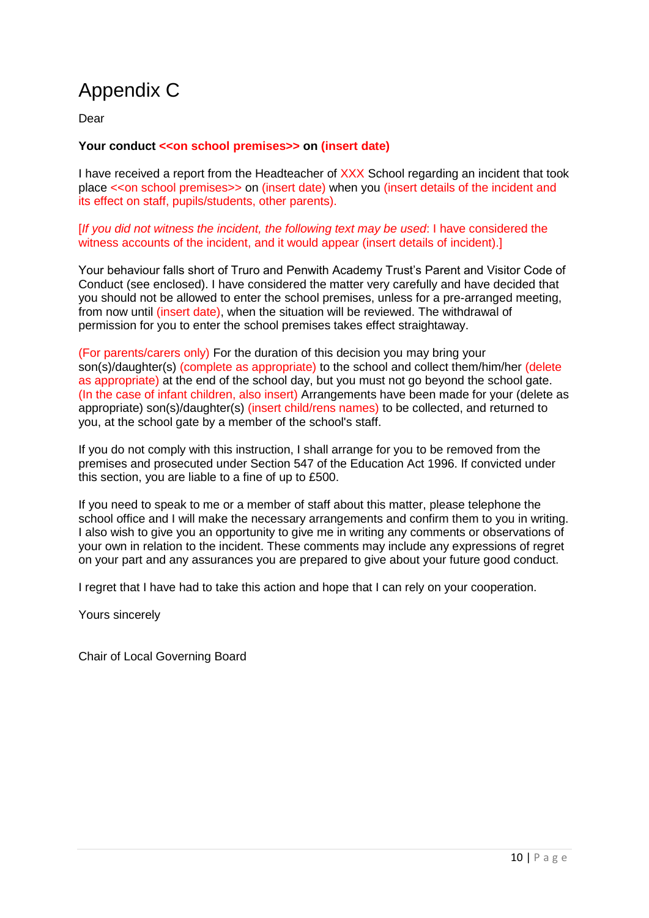# Appendix C

Dear

**Your conduct <<on school premises>> on (insert date)**

I have received a report from the Headteacher of XXX School regarding an incident that took place <<on school premises>> on (insert date) when you (insert details of the incident and its effect on staff, pupils/students, other parents).

[*If you did not witness the incident, the following text may be used*: I have considered the witness accounts of the incident, and it would appear (insert details of incident).]

Your behaviour falls short of Truro and Penwith Academy Trust's Parent and Visitor Code of Conduct (see enclosed). I have considered the matter very carefully and have decided that you should not be allowed to enter the school premises, unless for a pre-arranged meeting, from now until (insert date), when the situation will be reviewed. The withdrawal of permission for you to enter the school premises takes effect straightaway.

(For parents/carers only) For the duration of this decision you may bring your son(s)/daughter(s) (complete as appropriate) to the school and collect them/him/her (delete as appropriate) at the end of the school day, but you must not go beyond the school gate. (In the case of infant children, also insert) Arrangements have been made for your (delete as appropriate) son(s)/daughter(s) (insert child/rens names) to be collected, and returned to you, at the school gate by a member of the school's staff.

If you do not comply with this instruction, I shall arrange for you to be removed from the premises and prosecuted under Section 547 of the Education Act 1996. If convicted under this section, you are liable to a fine of up to £500.

If you need to speak to me or a member of staff about this matter, please telephone the school office and I will make the necessary arrangements and confirm them to you in writing. I also wish to give you an opportunity to give me in writing any comments or observations of your own in relation to the incident. These comments may include any expressions of regret on your part and any assurances you are prepared to give about your future good conduct.

I regret that I have had to take this action and hope that I can rely on your cooperation.

Yours sincerely

Chair of Local Governing Board